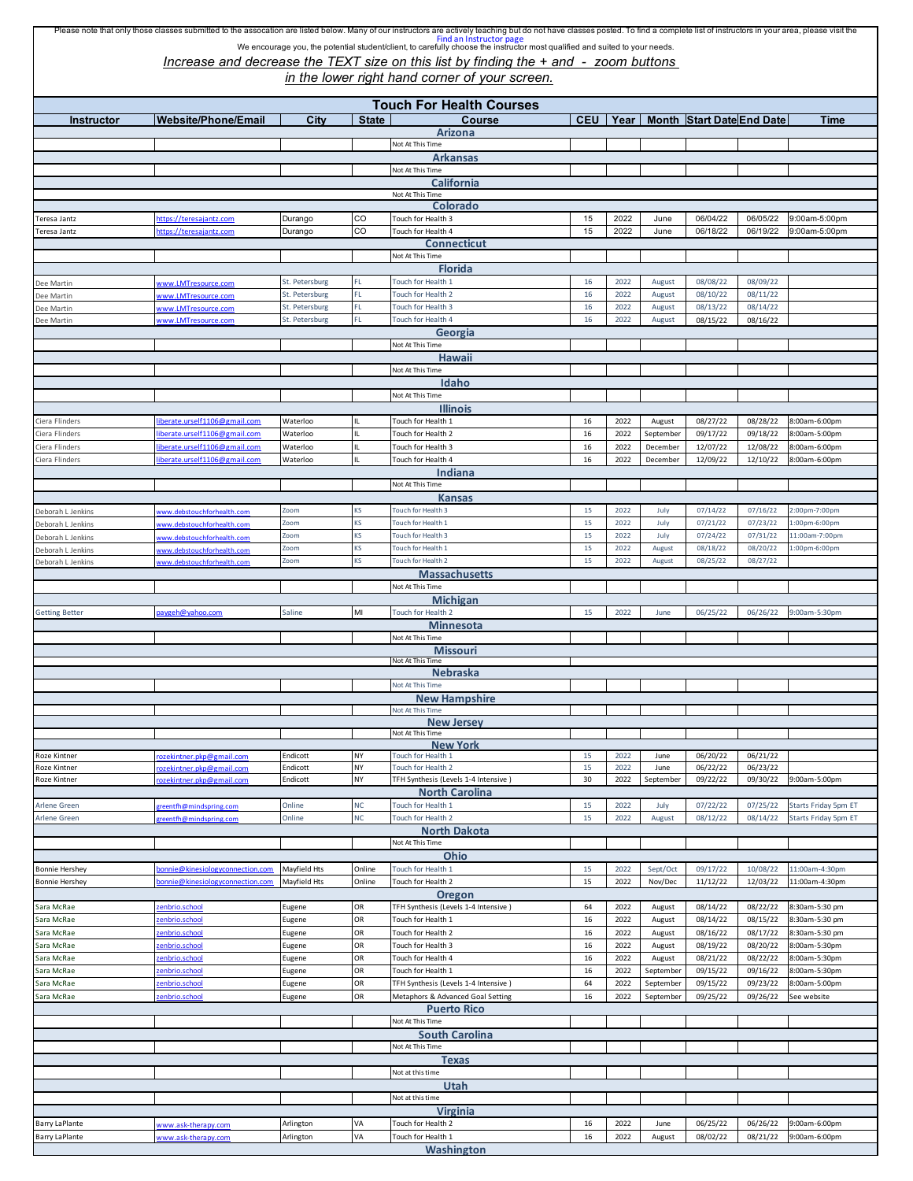Please note that only those classes submitted to the association are listed below. Many of our instructors are actively teaching but do not have classes posted. To find a complete list of instructors in your area, please visit the Find an Instructor page

We encourage you, the potential student/client, to carefully choose the instructor most qualified and suited to your needs.

*Increase and decrease the TEXT size on this list by finding the + and - zoom buttons in the lower right hand corner of your screen.*

## Touch For Health Courses

| Instructor | Website/Phone/Email | City | State | Course | CEU | Year | Month | Start Date | End Date | Time |
|---|---|---|---|---|---|---|---|---|---|---|
| | | | | **Arizona** | | | | | | |
| | | | | Not At This Time | | | | | | |
| | | | | **Arkansas** | | | | | | |
| | | | | Not At This Time | | | | | | |
| | | | | **California** | | | | | | |
| | | | | Not At This Time | | | | | | |
| | | | | **Colorado** | | | | | | |
| Teresa Jantz | https://teresajantz.com | Durango | CO | Touch for Health 3 | 15 | 2022 | June | 06/04/22 | 06/05/22 | 9:00am-5:00pm |
| Teresa Jantz | https://teresajantz.com | Durango | CO | Touch for Health 4 | 15 | 2022 | June | 06/18/22 | 06/19/22 | 9:00am-5:00pm |
| | | | | **Connecticut** | | | | | | |
| | | | | Not At This Time | | | | | | |
| | | | | **Florida** | | | | | | |
| Dee Martin | www.LMTresource.com | St. Petersburg | FL | Touch for Health 1 | 16 | 2022 | August | 08/08/22 | 08/09/22 | |
| Dee Martin | www.LMTresource.com | St. Petersburg | FL | Touch for Health 2 | 16 | 2022 | August | 08/10/22 | 08/11/22 | |
| Dee Martin | www.LMTresource.com | St. Petersburg | FL | Touch for Health 3 | 16 | 2022 | August | 08/13/22 | 08/14/22 | |
| Dee Martin | www.LMTresource.com | St. Petersburg | FL | Touch for Health 4 | 16 | 2022 | August | 08/15/22 | 08/16/22 | |
| | | | | **Georgia** | | | | | | |
| | | | | Not At This Time | | | | | | |
| | | | | **Hawaii** | | | | | | |
| | | | | Not At This Time | | | | | | |
| | | | | **Idaho** | | | | | | |
| | | | | Not At This Time | | | | | | |
| | | | | **Illinois** | | | | | | |
| Ciera Flinders | liberate.urself1106@gmail.com | Waterloo | IL | Touch for Health 1 | 16 | 2022 | August | 08/27/22 | 08/28/22 | 8:00am-6:00pm |
| Ciera Flinders | liberate.urself1106@gmail.com | Waterloo | IL | Touch for Health 2 | 16 | 2022 | September | 09/17/22 | 09/18/22 | 8:00am-5:00pm |
| Ciera Flinders | liberate.urself1106@gmail.com | Waterloo | IL | Touch for Health 3 | 16 | 2022 | December | 12/07/22 | 12/08/22 | 8:00am-6:00pm |
| Ciera Flinders | liberate.urself1106@gmail.com | Waterloo | IL | Touch for Health 4 | 16 | 2022 | December | 12/09/22 | 12/10/22 | 8:00am-6:00pm |
| | | | | **Indiana** | | | | | | |
| | | | | Not At This Time | | | | | | |
| | | | | **Kansas** | | | | | | |
| Deborah L Jenkins | www.debstouchforhealth.com | Zoom | KS | Touch for Health 3 | 15 | 2022 | July | 07/14/22 | 07/16/22 | 2:00pm-7:00pm |
| Deborah L Jenkins | www.debstouchforhealth.com | Zoom | KS | Touch for Health 1 | 15 | 2022 | July | 07/21/22 | 07/23/22 | 1:00pm-6:00pm |
| Deborah L Jenkins | www.debstouchforhealth.com | Zoom | KS | Touch for Health 3 | 15 | 2022 | July | 07/24/22 | 07/31/22 | 11:00am-7:00pm |
| Deborah L Jenkins | www.debstouchforhealth.com | Zoom | KS | Touch for Health 1 | 15 | 2022 | August | 08/18/22 | 08/20/22 | 1:00pm-6:00pm |
| Deborah L Jenkins | www.debstouchforhealth.com | Zoom | KS | Touch for Health 2 | 15 | 2022 | August | 08/25/22 | 08/27/22 | |
| | | | | **Massachusetts** | | | | | | |
| | | | | Not At This Time | | | | | | |
| | | | | **Michigan** | | | | | | |
| Getting Better | paygeh@yahoo.com | Saline | MI | Touch for Health 2 | 15 | 2022 | June | 06/25/22 | 06/26/22 | 9:00am-5:30pm |
| | | | | **Minnesota** | | | | | | |
| | | | | Not At This Time | | | | | | |
| | | | | **Missouri** | | | | | | |
| | | | | Not At This Time | | | | | | |
| | | | | **Nebraska** | | | | | | |
| | | | | Not At This Time | | | | | | |
| | | | | **New Hampshire** | | | | | | |
| | | | | Not At This Time | | | | | | |
| | | | | **New Jersey** | | | | | | |
| | | | | Not At This Time | | | | | | |
| | | | | **New York** | | | | | | |
| Roze Kintner | rozekintner.pkp@gmail.com | Endicott | NY | Touch for Health 1 | 15 | 2022 | June | 06/20/22 | 06/21/22 | |
| Roze Kintner | rozekintner.pkp@gmail.com | Endicott | NY | Touch for Health 2 | 15 | 2022 | June | 06/22/22 | 06/23/22 | |
| Roze Kintner | rozekintner.pkp@gmail.com | Endicott | NY | TFH Synthesis (Levels 1-4 Intensive ) | 30 | 2022 | September | 09/22/22 | 09/30/22 | 9:00am-5:00pm |
| | | | | **North Carolina** | | | | | | |
| Arlene Green | greentfh@mindspring.com | Online | NC | Touch for Health 1 | 15 | 2022 | July | 07/22/22 | 07/25/22 | Starts Friday 5pm ET |
| Arlene Green | greentfh@mindspring.com | Online | NC | Touch for Health 2 | 15 | 2022 | August | 08/12/22 | 08/14/22 | Starts Friday 5pm ET |
| | | | | **North Dakota** | | | | | | |
| | | | | Not At This Time | | | | | | |
| | | | | **Ohio** | | | | | | |
| Bonnie Hershey | bonnie@kinesiologyconnection.com | Mayfield Hts | Online | Touch for Health 1 | 15 | 2022 | Sept/Oct | 09/17/22 | 10/08/22 | 11:00am-4:30pm |
| Bonnie Hershey | bonnie@kinesiologyconnection.com | Mayfield Hts | Online | Touch for Health 2 | 15 | 2022 | Nov/Dec | 11/12/22 | 12/03/22 | 11:00am-4:30pm |
| | | | | **Oregon** | | | | | | |
| Sara McRae | zenbrio.school | Eugene | OR | TFH Synthesis (Levels 1-4 Intensive ) | 64 | 2022 | August | 08/14/22 | 08/22/22 | 8:30am-5:30 pm |
| Sara McRae | zenbrio.school | Eugene | OR | Touch for Health 1 | 16 | 2022 | August | 08/14/22 | 08/15/22 | 8:30am-5:30 pm |
| Sara McRae | zenbrio.school | Eugene | OR | Touch for Health 2 | 16 | 2022 | August | 08/16/22 | 08/17/22 | 8:30am-5:30 pm |
| Sara McRae | zenbrio.school | Eugene | OR | Touch for Health 3 | 16 | 2022 | August | 08/19/22 | 08/20/22 | 8:00am-5:30pm |
| Sara McRae | zenbrio.school | Eugene | OR | Touch for Health 4 | 16 | 2022 | August | 08/21/22 | 08/22/22 | 8:00am-5:30pm |
| Sara McRae | zenbrio.school | Eugene | OR | Touch for Health 1 | 16 | 2022 | September | 09/15/22 | 09/16/22 | 8:00am-5:30pm |
| Sara McRae | zenbrio.school | Eugene | OR | TFH Synthesis (Levels 1-4 Intensive ) | 64 | 2022 | September | 09/15/22 | 09/23/22 | 8:00am-5:00pm |
| Sara McRae | zenbrio.school | Eugene | OR | Metaphors & Advanced Goal Setting | 16 | 2022 | September | 09/25/22 | 09/26/22 | See website |
| | | | | **Puerto Rico** | | | | | | |
| | | | | Not At This Time | | | | | | |
| | | | | **South Carolina** | | | | | | |
| | | | | Not At This Time | | | | | | |
| | | | | **Texas** | | | | | | |
| | | | | Not at this time | | | | | | |
| | | | | **Utah** | | | | | | |
| | | | | Not at this time | | | | | | |
| | | | | **Virginia** | | | | | | |
| Barry LaPlante | www.ask-therapy.com | Arlington | VA | Touch for Health 2 | 16 | 2022 | June | 06/25/22 | 06/26/22 | 9:00am-6:00pm |
| Barry LaPlante | www.ask-therapy.com | Arlington | VA | Touch for Health 1 | 16 | 2022 | August | 08/02/22 | 08/21/22 | 9:00am-6:00pm |
| | | | | **Washington** | | | | | | |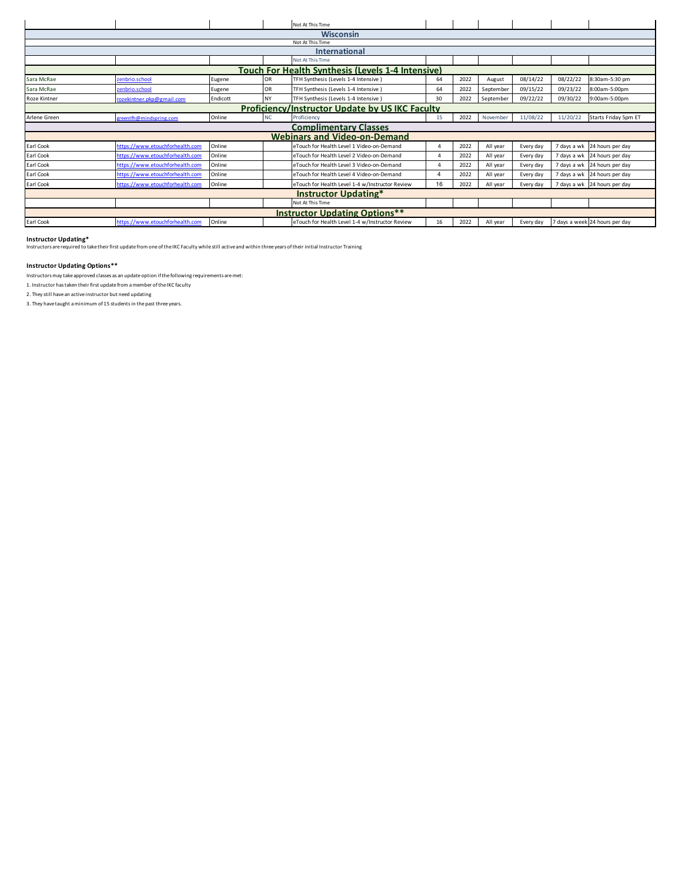| | | | | | | | | | | |
|---|---|---|---|---|---|---|---|---|---|---|
| | | | | Not At This Time | | | | | | |
| **Wisconsin** | | | | | | | | | | |
| | | | | Not At This Time | | | | | | |
| **International** | | | | | | | | | | |
| | | | | Not At This Time | | | | | | |
| **Touch For Health Synthesis (Levels 1-4 Intensive)** | | | | | | | | | | |
| Sara McRae | zenbrio.school | Eugene | OR | TFH Synthesis (Levels 1-4 Intensive ) | 64 | 2022 | August | 08/14/22 | 08/22/22 | 8:30am-5:30 pm |
| Sara McRae | zenbrio.school | Eugene | OR | TFH Synthesis (Levels 1-4 Intensive ) | 64 | 2022 | September | 09/15/22 | 09/23/22 | 8:00am-5:00pm |
| Roze Kintner | rozekintner.pkp@gmail.com | Endicott | NY | TFH Synthesis (Levels 1-4 Intensive ) | 30 | 2022 | September | 09/22/22 | 09/30/22 | 9:00am-5:00pm |
| **Proficiency/Instructor Update by US IKC Faculty** | | | | | | | | | | |
| Arlene Green | greentfh@mindspring.com | Online | NC | Proficiency | 15 | 2022 | November | 11/08/22 | 11/20/22 | Starts Friday 5pm ET |
| **Complimentary Classes** | | | | | | | | | | |
| **Webinars and Video-on-Demand** | | | | | | | | | | |
| Earl Cook | https://www.etouchforhealth.com | Online | | eTouch for Health Level 1 Video-on-Demand | 4 | 2022 | All year | Every day | 7 days a wk | 24 hours per day |
| Earl Cook | https://www.etouchforhealth.com | Online | | eTouch for Health Level 2 Video-on-Demand | 4 | 2022 | All year | Every day | 7 days a wk | 24 hours per day |
| Earl Cook | https://www.etouchforhealth.com | Online | | eTouch for Health Level 3 Video-on-Demand | 4 | 2022 | All year | Every day | 7 days a wk | 24 hours per day |
| Earl Cook | https://www.etouchforhealth.com | Online | | eTouch for Health Level 4 Video-on-Demand | 4 | 2022 | All year | Every day | 7 days a wk | 24 hours per day |
| Earl Cook | https://www.etouchforhealth.com | Online | | eTouch for Health Level 1-4 w/Instructor Review | 16 | 2022 | All year | Every day | 7 days a wk | 24 hours per day |
| **Instructor Updating*** | | | | | | | | | | |
| | | | | Not At This Time | | | | | | |
| **Instructor Updating Options**** | | | | | | | | | | |
| Earl Cook | https://www.etouchforhealth.com | Online | | eTouch for Health Level 1-4 w/Instructor Review | 16 | 2022 | All year | Every day | 7 days a week | 24 hours per day |

**Instructor Updating***

Instructors are required to take their first update from one of the IKC Faculty while still active and within three years of their initial Instructor Training

**Instructor Updating Options****

Instructors may take approved classes as an update option if the following requirements are met:

1. Instructor has taken their first update from a member of the IKC faculty
2. They still have an active instructor but need updating
3. They have taught a minimum of 15 students in the past three years.